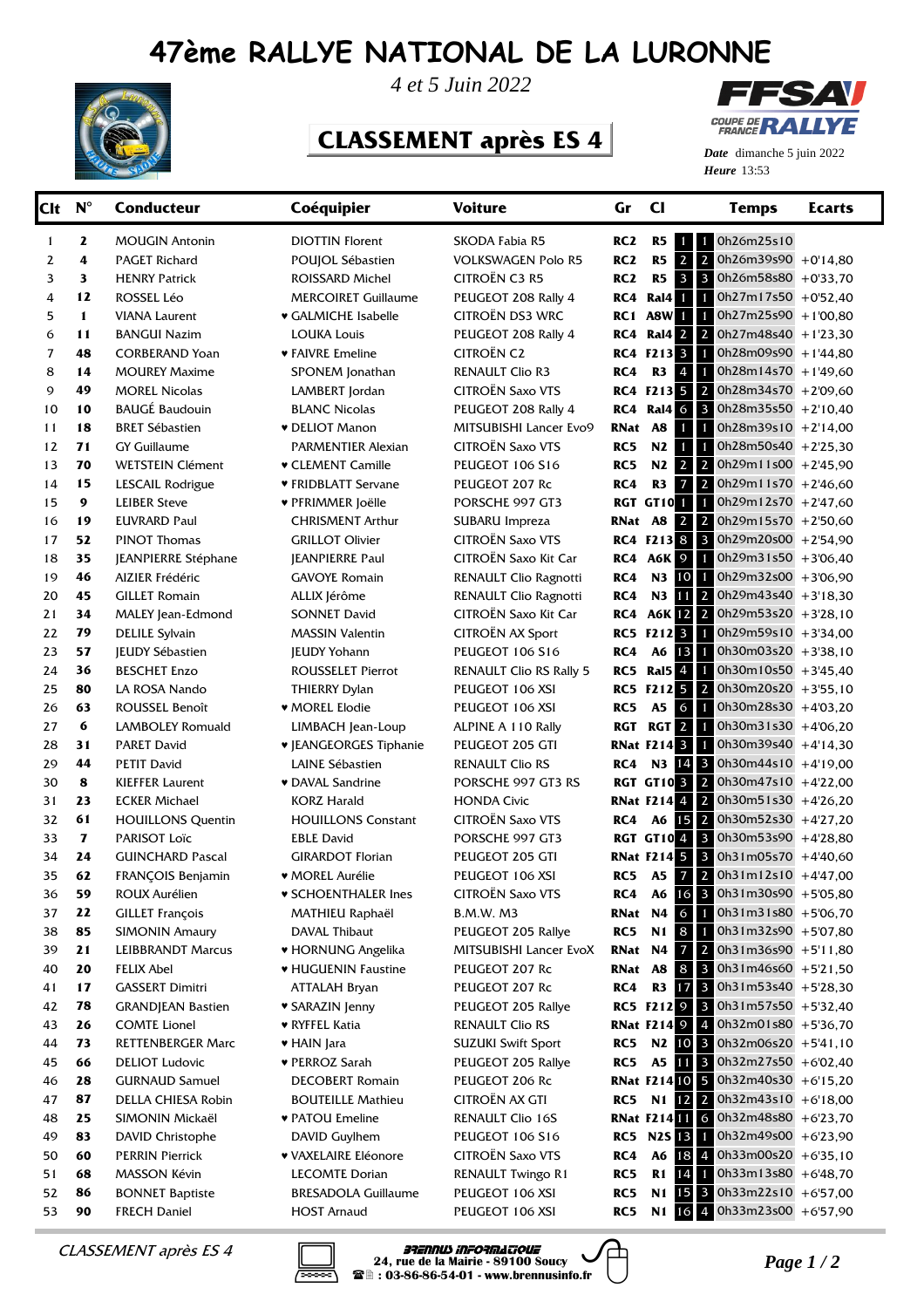# 47ème RALLYE NATIONAL DE LA LURONNE

*4 et 5 Juin 2022*

## CLASSEMENT après ES 4

*Date* dimanche 5 juin 2022
*Heure* 13:53

| Clt | N° | Conducteur | Coéquipier | Voiture | Gr | Cl | | | Temps | Ecarts |
|---|---|---|---|---|---|---|---|---|---|---|
| 1 | 2 | MOUGIN Antonin | DIOTTIN Florent | SKODA Fabia R5 | RC2 | R5 | 1 | 1 | 0h26m25s10 | |
| 2 | 4 | PAGET Richard | POUJOL Sébastien | VOLKSWAGEN Polo R5 | RC2 | R5 | 2 | 2 | 0h26m39s90 | +0'14,80 |
| 3 | 3 | HENRY Patrick | ROISSARD Michel | CITROËN C3 R5 | RC2 | R5 | 3 | 3 | 0h26m58s80 | +0'33,70 |
| 4 | 12 | ROSSEL Léo | MERCOIRET Guillaume | PEUGEOT 208 Rally 4 | RC4 | Ral4 | 1 | 1 | 0h27m17s50 | +0'52,40 |
| 5 | 1 | VIANA Laurent | ♥ GALMICHE Isabelle | CITROËN DS3 WRC | RC1 | A8W | 1 | 1 | 0h27m25s90 | +1'00,80 |
| 6 | 11 | BANGUI Nazim | LOUKA Louis | PEUGEOT 208 Rally 4 | RC4 | Ral4 | 2 | 2 | 0h27m48s40 | +1'23,30 |
| 7 | 48 | CORBERAND Yoan | ♥ FAIVRE Emeline | CITROËN C2 | RC4 | F213 | 3 | 1 | 0h28m09s90 | +1'44,80 |
| 8 | 14 | MOUREY Maxime | SPONEM Jonathan | RENAULT Clio R3 | RC4 | R3 | 4 | 1 | 0h28m14s70 | +1'49,60 |
| 9 | 49 | MOREL Nicolas | LAMBERT Jordan | CITROËN Saxo VTS | RC4 | F213 | 5 | 2 | 0h28m34s70 | +2'09,60 |
| 10 | 10 | BAUGÉ Baudouin | BLANC Nicolas | PEUGEOT 208 Rally 4 | RC4 | Ral4 | 6 | 3 | 0h28m35s50 | +2'10,40 |
| 11 | 18 | BRET Sébastien | ♥ DELIOT Manon | MITSUBISHI Lancer Evo9 | RNat | A8 | 1 | 1 | 0h28m39s10 | +2'14,00 |
| 12 | 71 | GY Guillaume | PARMENTIER Alexian | CITROËN Saxo VTS | RC5 | N2 | 1 | 1 | 0h28m50s40 | +2'25,30 |
| 13 | 70 | WETSTEIN Clément | ♥ CLEMENT Camille | PEUGEOT 106 S16 | RC5 | N2 | 2 | 2 | 0h29m11s00 | +2'45,90 |
| 14 | 15 | LESCAIL Rodrigue | ♥ FRIDBLATT Servane | PEUGEOT 207 Rc | RC4 | R3 | 7 | 2 | 0h29m11s70 | +2'46,60 |
| 15 | 9 | LEIBER Steve | ♥ PFRIMMER Joëlle | PORSCHE 997 GT3 | RGT | GT10 | 1 | 1 | 0h29m12s70 | +2'47,60 |
| 16 | 19 | EUVRARD Paul | CHRISMENT Arthur | SUBARU Impreza | RNat | A8 | 2 | 2 | 0h29m15s70 | +2'50,60 |
| 17 | 52 | PINOT Thomas | GRILLOT Olivier | CITROËN Saxo VTS | RC4 | F213 | 8 | 3 | 0h29m20s00 | +2'54,90 |
| 18 | 35 | JEANPIERRE Stéphane | JEANPIERRE Paul | CITROËN Saxo Kit Car | RC4 | A6K | 9 | 1 | 0h29m31s50 | +3'06,40 |
| 19 | 46 | AIZIER Frédéric | GAVOYE Romain | RENAULT Clio Ragnotti | RC4 | N3 | 10 | 1 | 0h29m32s00 | +3'06,90 |
| 20 | 45 | GILLET Romain | ALLIX Jérôme | RENAULT Clio Ragnotti | RC4 | N3 | 11 | 2 | 0h29m43s40 | +3'18,30 |
| 21 | 34 | MALEY Jean-Edmond | SONNET David | CITROËN Saxo Kit Car | RC4 | A6K | 12 | 2 | 0h29m53s20 | +3'28,10 |
| 22 | 79 | DELILE Sylvain | MASSIN Valentin | CITROËN AX Sport | RC5 | F212 | 3 | 1 | 0h29m59s10 | +3'34,00 |
| 23 | 57 | JEUDY Sébastien | JEUDY Yohann | PEUGEOT 106 S16 | RC4 | A6 | 13 | 1 | 0h30m03s20 | +3'38,10 |
| 24 | 36 | BESCHET Enzo | ROUSSELET Pierrot | RENAULT Clio RS Rally 5 | RC5 | Ral5 | 4 | 1 | 0h30m10s50 | +3'45,40 |
| 25 | 80 | LA ROSA Nando | THIERRY Dylan | PEUGEOT 106 XSI | RC5 | F212 | 5 | 2 | 0h30m20s20 | +3'55,10 |
| 26 | 63 | ROUSSEL Benoît | ♥ MOREL Elodie | PEUGEOT 106 XSI | RC5 | A5 | 6 | 1 | 0h30m28s30 | +4'03,20 |
| 27 | 6 | LAMBOLEY Romuald | LIMBACH Jean-Loup | ALPINE A 110 Rally | RGT | RGT | 2 | 1 | 0h30m31s30 | +4'06,20 |
| 28 | 31 | PARET David | ♥ JEANGEORGES Tiphanie | PEUGEOT 205 GTI | RNat | F214 | 3 | 1 | 0h30m39s40 | +4'14,30 |
| 29 | 44 | PETIT David | LAINE Sébastien | RENAULT Clio RS | RC4 | N3 | 14 | 3 | 0h30m44s10 | +4'19,00 |
| 30 | 8 | KIEFFER Laurent | ♥ DAVAL Sandrine | PORSCHE 997 GT3 RS | RGT | GT10 | 3 | 2 | 0h30m47s10 | +4'22,00 |
| 31 | 23 | ECKER Michael | KORZ Harald | HONDA Civic | RNat | F214 | 4 | 2 | 0h30m51s30 | +4'26,20 |
| 32 | 61 | HOUILLONS Quentin | HOUILLONS Constant | CITROËN Saxo VTS | RC4 | A6 | 15 | 2 | 0h30m52s30 | +4'27,20 |
| 33 | 7 | PARISOT Loïc | EBLE David | PORSCHE 997 GT3 | RGT | GT10 | 4 | 3 | 0h30m53s90 | +4'28,80 |
| 34 | 24 | GUINCHARD Pascal | GIRARDOT Florian | PEUGEOT 205 GTI | RNat | F214 | 5 | 3 | 0h31m05s70 | +4'40,60 |
| 35 | 62 | FRANÇOIS Benjamin | ♥ MOREL Aurélie | PEUGEOT 106 XSI | RC5 | A5 | 7 | 2 | 0h31m12s10 | +4'47,00 |
| 36 | 59 | ROUX Aurélien | ♥ SCHOENTHALER Ines | CITROËN Saxo VTS | RC4 | A6 | 16 | 3 | 0h31m30s90 | +5'05,80 |
| 37 | 22 | GILLET François | MATHIEU Raphaël | B.M.W. M3 | RNat | N4 | 6 | 1 | 0h31m31s80 | +5'06,70 |
| 38 | 85 | SIMONIN Amaury | DAVAL Thibaut | PEUGEOT 205 Rallye | RC5 | N1 | 8 | 1 | 0h31m32s90 | +5'07,80 |
| 39 | 21 | LEIBBRANDT Marcus | ♥ HORNUNG Angelika | MITSUBISHI Lancer EvoX | RNat | N4 | 7 | 2 | 0h31m36s90 | +5'11,80 |
| 40 | 20 | FELIX Abel | ♥ HUGUENIN Faustine | PEUGEOT 207 Rc | RNat | A8 | 8 | 3 | 0h31m46s60 | +5'21,50 |
| 41 | 17 | GASSERT Dimitri | ATTALAH Bryan | PEUGEOT 207 Rc | RC4 | R3 | 17 | 3 | 0h31m53s40 | +5'28,30 |
| 42 | 78 | GRANDJEAN Bastien | ♥ SARAZIN Jenny | PEUGEOT 205 Rallye | RC5 | F212 | 9 | 3 | 0h31m57s50 | +5'32,40 |
| 43 | 26 | COMTE Lionel | ♥ RYFFEL Katia | RENAULT Clio RS | RNat | F214 | 9 | 4 | 0h32m01s80 | +5'36,70 |
| 44 | 73 | RETTENBERGER Marc | ♥ HAIN Jara | SUZUKI Swift Sport | RC5 | N2 | 10 | 3 | 0h32m06s20 | +5'41,10 |
| 45 | 66 | DELIOT Ludovic | ♥ PERROZ Sarah | PEUGEOT 205 Rallye | RC5 | A5 | 11 | 3 | 0h32m27s50 | +6'02,40 |
| 46 | 28 | GURNAUD Samuel | DECOBERT Romain | PEUGEOT 206 Rc | RNat | F214 | 10 | 5 | 0h32m40s30 | +6'15,20 |
| 47 | 87 | DELLA CHIESA Robin | BOUTEILLE Mathieu | CITROËN AX GTI | RC5 | N1 | 12 | 2 | 0h32m43s10 | +6'18,00 |
| 48 | 25 | SIMONIN Mickaël | ♥ PATOU Emeline | RENAULT Clio 16S | RNat | F214 | 11 | 6 | 0h32m48s80 | +6'23,70 |
| 49 | 83 | DAVID Christophe | DAVID Guylhem | PEUGEOT 106 S16 | RC5 | N2S | 13 | 1 | 0h32m49s00 | +6'23,90 |
| 50 | 60 | PERRIN Patrick | ♥ VAXELAIRE Eléonore | CITROËN Saxo VTS | RC4 | A6 | 18 | 4 | 0h33m00s20 | +6'35,10 |
| 51 | 68 | MASSON Kévin | LECOMTE Dorian | RENAULT Twingo R1 | RC5 | R1 | 14 | 1 | 0h33m13s80 | +6'48,70 |
| 52 | 86 | BONNET Baptiste | BRESADOLA Guillaume | PEUGEOT 106 XSI | RC5 | N1 | 15 | 3 | 0h33m22s10 | +6'57,00 |
| 53 | 90 | FRECH Daniel | HOST Arnaud | PEUGEOT 106 XSI | RC5 | N1 | 16 | 4 | 0h33m23s00 | +6'57,90 |

*CLASSEMENT après ES 4*

BRENNUS INFORMATIQUE
24, rue de la Mairie - 89100 Soucy
03-86-86-54-01 - www.brennusinfo.fr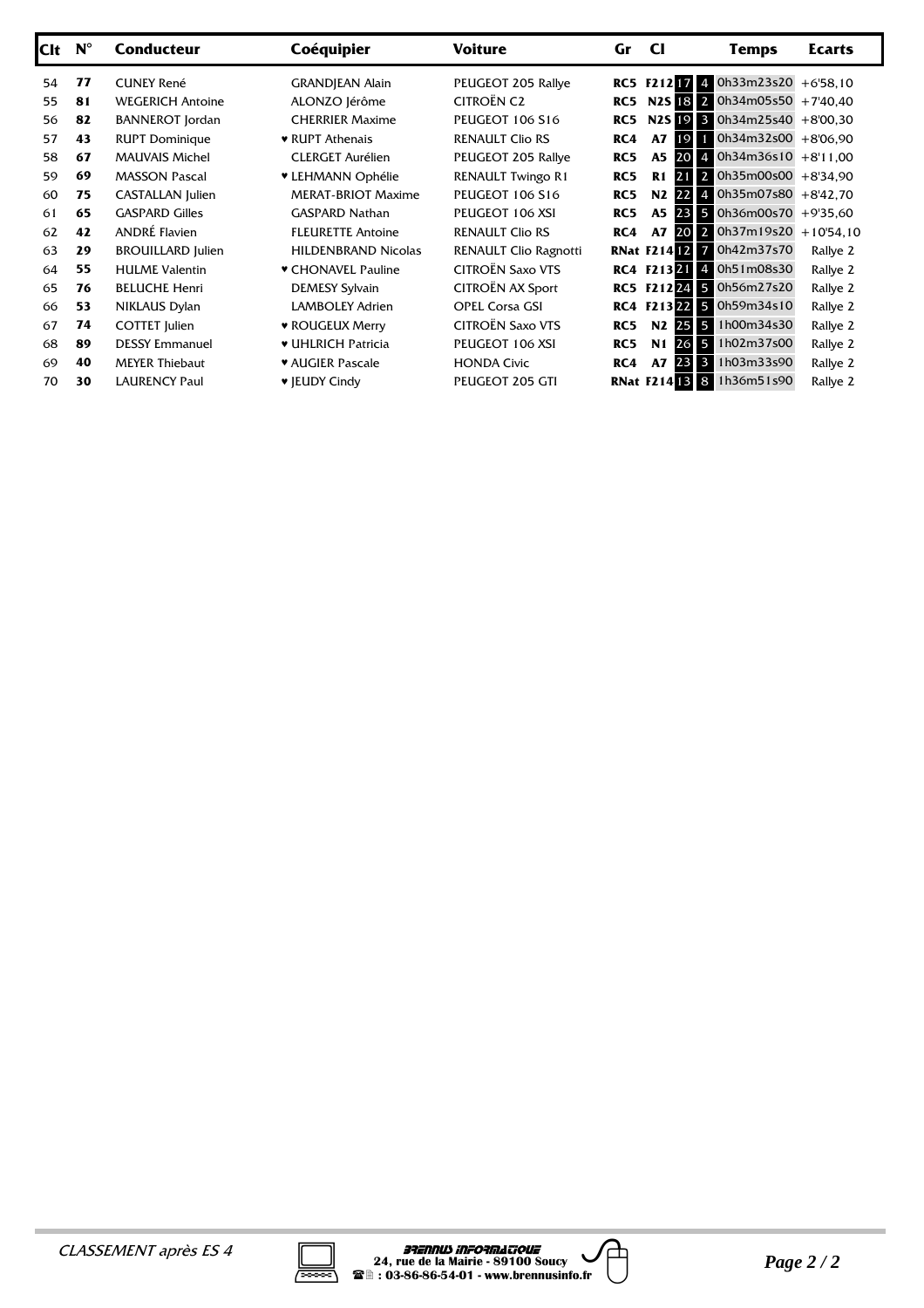| Clt | N° | Conducteur | Coéquipier | Voiture | Gr | Cl | | | Temps | Ecarts |
|---|---|---|---|---|---|---|---|---|---|---|
| 54 | **77** | CUNEY René | GRANDJEAN Alain | PEUGEOT 205 Rallye | **RC5** | **F212** | 17 | 4 | 0h33m23s20 | +6'58,10 |
| 55 | **81** | WEGERICH Antoine | ALONZO Jérôme | CITROËN C2 | **RC5** | **N2S** | 18 | 2 | 0h34m05s50 | +7'40,40 |
| 56 | **82** | BANNEROT Jordan | CHERRIER Maxime | PEUGEOT 106 S16 | **RC5** | **N2S** | 19 | 3 | 0h34m25s40 | +8'00,30 |
| 57 | **43** | RUPT Dominique | ♥ RUPT Athenais | RENAULT Clio RS | **RC4** | **A7** | 19 | 1 | 0h34m32s00 | +8'06,90 |
| 58 | **67** | MAUVAIS Michel | CLERGET Aurélien | PEUGEOT 205 Rallye | **RC5** | **A5** | 20 | 4 | 0h34m36s10 | +8'11,00 |
| 59 | **69** | MASSON Pascal | ♥ LEHMANN Ophélie | RENAULT Twingo R1 | **RC5** | **R1** | 21 | 2 | 0h35m00s00 | +8'34,90 |
| 60 | **75** | CASTALLAN Julien | MERAT-BRIOT Maxime | PEUGEOT 106 S16 | **RC5** | **N2** | 22 | 4 | 0h35m07s80 | +8'42,70 |
| 61 | **65** | GASPARD Gilles | GASPARD Nathan | PEUGEOT 106 XSI | **RC5** | **A5** | 23 | 5 | 0h36m00s70 | +9'35,60 |
| 62 | **42** | ANDRÉ Flavien | FLEURETTE Antoine | RENAULT Clio RS | **RC4** | **A7** | 20 | 2 | 0h37m19s20 | +10'54,10 |
| 63 | **29** | BROUILLARD Julien | HILDENBRAND Nicolas | RENAULT Clio Ragnotti | **RNat** | **F214** | 12 | 7 | 0h42m37s70 | Rallye 2 |
| 64 | **55** | HULME Valentin | ♥ CHONAVEL Pauline | CITROËN Saxo VTS | **RC4** | **F213** | 21 | 4 | 0h51m08s30 | Rallye 2 |
| 65 | **76** | BELUCHE Henri | DEMESY Sylvain | CITROËN AX Sport | **RC5** | **F212** | 24 | 5 | 0h56m27s20 | Rallye 2 |
| 66 | **53** | NIKLAUS Dylan | LAMBOLEY Adrien | OPEL Corsa GSI | **RC4** | **F213** | 22 | 5 | 0h59m34s10 | Rallye 2 |
| 67 | **74** | COTTET Julien | ♥ ROUGEUX Merry | CITROËN Saxo VTS | **RC5** | **N2** | 25 | 5 | 1h00m34s30 | Rallye 2 |
| 68 | **89** | DESSY Emmanuel | ♥ UHLRICH Patricia | PEUGEOT 106 XSI | **RC5** | **N1** | 26 | 5 | 1h02m37s00 | Rallye 2 |
| 69 | **40** | MEYER Thiebaut | ♥ AUGIER Pascale | HONDA Civic | **RC4** | **A7** | 23 | 3 | 1h03m33s90 | Rallye 2 |
| 70 | **30** | LAURENCY Paul | ♥ JEUDY Cindy | PEUGEOT 205 GTI | **RNat** | **F214** | 13 | 8 | 1h36m51s90 | Rallye 2 |

*CLASSEMENT après ES 4*

BRENNUS INFORMATIQUE
24, rue de la Mairie - 89100 Soucy
: 03-86-86-54-01 - www.brennusinfo.fr